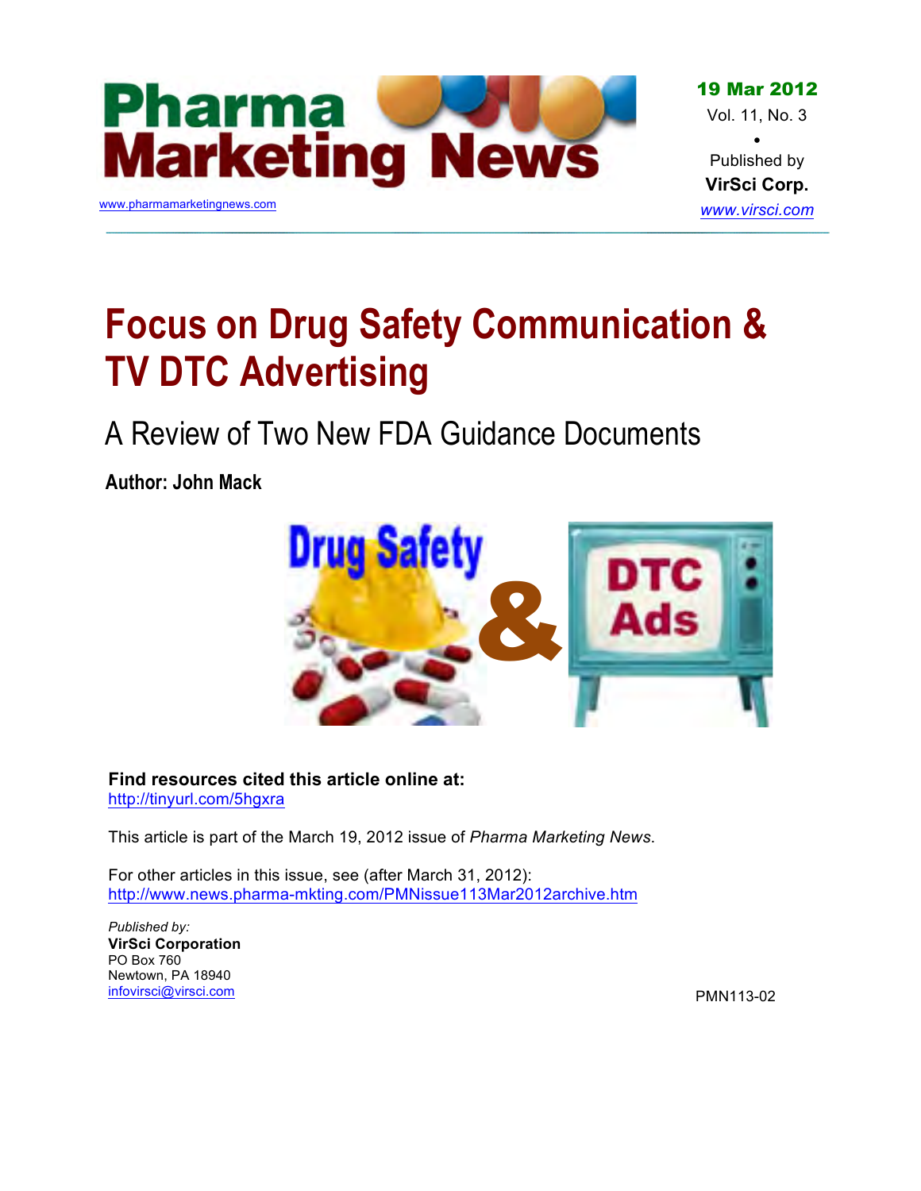Pharma Marketing News

www.pharmamarketingnews.com

**19 Mar 2012**
Vol. 11, No. 3
•
Published by
**VirSci Corp.**
*www.virsci.com*

# Focus on Drug Safety Communication & TV DTC Advertising

## A Review of Two New FDA Guidance Documents

**Author: John Mack**

**Find resources cited this article online at:**
http://tinyurl.com/5hgxra

This article is part of the March 19, 2012 issue of *Pharma Marketing News*.

For other articles in this issue, see (after March 31, 2012):
http://www.news.pharma-mkting.com/PMNissue113Mar2012archive.htm

*Published by:*
**VirSci Corporation**
PO Box 760
Newtown, PA 18940
infovirsci@virsci.com

PMN113-02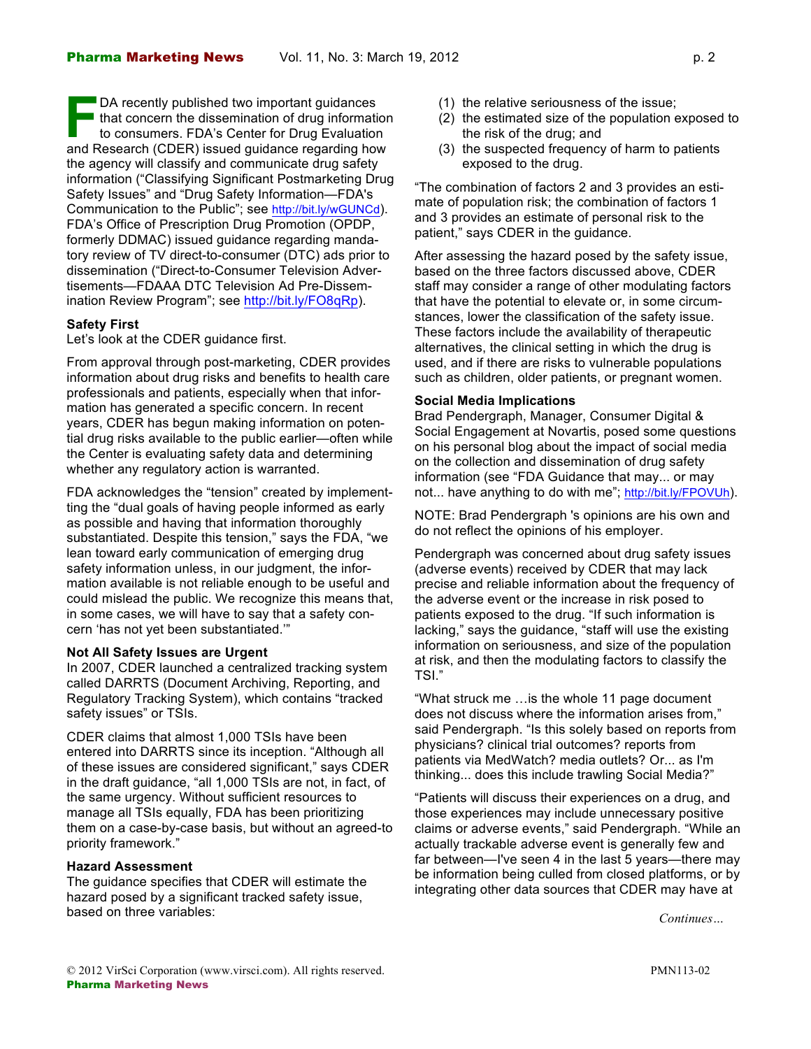FDA recently published two important guidances that concern the dissemination of drug information to consumers. FDA's Center for Drug Evaluation and Research (CDER) issued guidance regarding how the agency will classify and communicate drug safety information ("Classifying Significant Postmarketing Drug Safety Issues" and "Drug Safety Information—FDA's Communication to the Public"; see http://bit.ly/wGUNCd). FDA's Office of Prescription Drug Promotion (OPDP, formerly DDMAC) issued guidance regarding mandatory review of TV direct-to-consumer (DTC) ads prior to dissemination ("Direct-to-Consumer Television Advertisements—FDAAA DTC Television Ad Pre-Dissemination Review Program"; see http://bit.ly/FO8qRp).

### Safety First

Let's look at the CDER guidance first.

From approval through post-marketing, CDER provides information about drug risks and benefits to health care professionals and patients, especially when that information has generated a specific concern. In recent years, CDER has begun making information on potential drug risks available to the public earlier—often while the Center is evaluating safety data and determining whether any regulatory action is warranted.

FDA acknowledges the "tension" created by implementting the "dual goals of having people informed as early as possible and having that information thoroughly substantiated. Despite this tension," says the FDA, "we lean toward early communication of emerging drug safety information unless, in our judgment, the information available is not reliable enough to be useful and could mislead the public. We recognize this means that, in some cases, we will have to say that a safety concern 'has not yet been substantiated.'"

### Not All Safety Issues are Urgent

In 2007, CDER launched a centralized tracking system called DARRTS (Document Archiving, Reporting, and Regulatory Tracking System), which contains "tracked safety issues" or TSIs.

CDER claims that almost 1,000 TSIs have been entered into DARRTS since its inception. "Although all of these issues are considered significant," says CDER in the draft guidance, "all 1,000 TSIs are not, in fact, of the same urgency. Without sufficient resources to manage all TSIs equally, FDA has been prioritizing them on a case-by-case basis, but without an agreed-to priority framework."

### Hazard Assessment

The guidance specifies that CDER will estimate the hazard posed by a significant tracked safety issue, based on three variables:

(1) the relative seriousness of the issue;
(2) the estimated size of the population exposed to the risk of the drug; and
(3) the suspected frequency of harm to patients exposed to the drug.

"The combination of factors 2 and 3 provides an estimate of population risk; the combination of factors 1 and 3 provides an estimate of personal risk to the patient," says CDER in the guidance.

After assessing the hazard posed by the safety issue, based on the three factors discussed above, CDER staff may consider a range of other modulating factors that have the potential to elevate or, in some circumstances, lower the classification of the safety issue. These factors include the availability of therapeutic alternatives, the clinical setting in which the drug is used, and if there are risks to vulnerable populations such as children, older patients, or pregnant women.

### Social Media Implications

Brad Pendergraph, Manager, Consumer Digital & Social Engagement at Novartis, posed some questions on his personal blog about the impact of social media on the collection and dissemination of drug safety information (see "FDA Guidance that may... or may not... have anything to do with me"; http://bit.ly/FPOVUh).

NOTE: Brad Pendergraph 's opinions are his own and do not reflect the opinions of his employer.

Pendergraph was concerned about drug safety issues (adverse events) received by CDER that may lack precise and reliable information about the frequency of the adverse event or the increase in risk posed to patients exposed to the drug. "If such information is lacking," says the guidance, "staff will use the existing information on seriousness, and size of the population at risk, and then the modulating factors to classify the TSI."

"What struck me …is the whole 11 page document does not discuss where the information arises from," said Pendergraph. "Is this solely based on reports from physicians? clinical trial outcomes? reports from patients via MedWatch? media outlets? Or... as I'm thinking... does this include trawling Social Media?"

"Patients will discuss their experiences on a drug, and those experiences may include unnecessary positive claims or adverse events," said Pendergraph. "While an actually trackable adverse event is generally few and far between—I've seen 4 in the last 5 years—there may be information being culled from closed platforms, or by integrating other data sources that CDER may have at

*Continues…*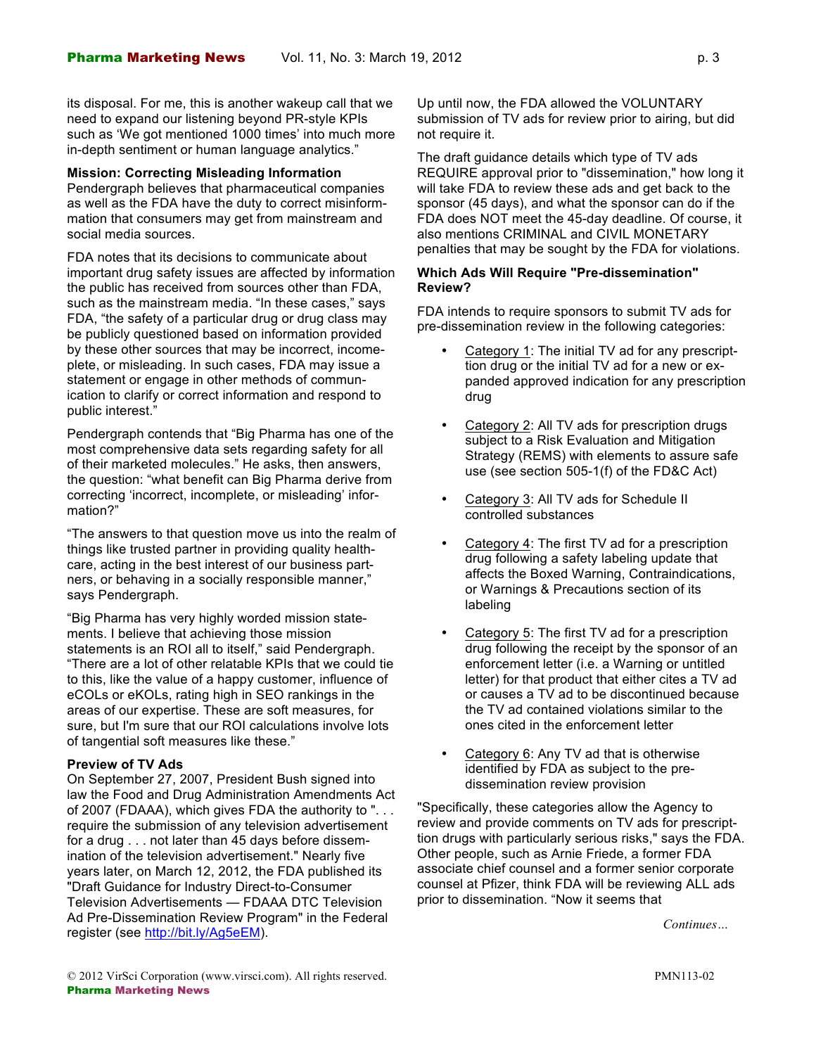its disposal. For me, this is another wakeup call that we need to expand our listening beyond PR-style KPIs such as 'We got mentioned 1000 times' into much more in-depth sentiment or human language analytics."

**Mission: Correcting Misleading Information**

Pendergraph believes that pharmaceutical companies as well as the FDA have the duty to correct misinformation that consumers may get from mainstream and social media sources.

FDA notes that its decisions to communicate about important drug safety issues are affected by information the public has received from sources other than FDA, such as the mainstream media. "In these cases," says FDA, "the safety of a particular drug or drug class may be publicly questioned based on information provided by these other sources that may be incorrect, incomeplete, or misleading. In such cases, FDA may issue a statement or engage in other methods of communication to clarify or correct information and respond to public interest."

Pendergraph contends that "Big Pharma has one of the most comprehensive data sets regarding safety for all of their marketed molecules." He asks, then answers, the question: "what benefit can Big Pharma derive from correcting 'incorrect, incomplete, or misleading' information?"

"The answers to that question move us into the realm of things like trusted partner in providing quality healthcare, acting in the best interest of our business partners, or behaving in a socially responsible manner," says Pendergraph.

"Big Pharma has very highly worded mission statements. I believe that achieving those mission statements is an ROI all to itself," said Pendergraph. "There are a lot of other relatable KPIs that we could tie to this, like the value of a happy customer, influence of eCOLs or eKOLs, rating high in SEO rankings in the areas of our expertise. These are soft measures, for sure, but I'm sure that our ROI calculations involve lots of tangential soft measures like these."

**Preview of TV Ads**

On September 27, 2007, President Bush signed into law the Food and Drug Administration Amendments Act of 2007 (FDAAA), which gives FDA the authority to ". . . require the submission of any television advertisement for a drug . . . not later than 45 days before dissemination of the television advertisement." Nearly five years later, on March 12, 2012, the FDA published its "Draft Guidance for Industry Direct-to-Consumer Television Advertisements — FDAAA DTC Television Ad Pre-Dissemination Review Program" in the Federal register (see http://bit.ly/Ag5eEM).

Up until now, the FDA allowed the VOLUNTARY submission of TV ads for review prior to airing, but did not require it.

The draft guidance details which type of TV ads REQUIRE approval prior to "dissemination," how long it will take FDA to review these ads and get back to the sponsor (45 days), and what the sponsor can do if the FDA does NOT meet the 45-day deadline. Of course, it also mentions CRIMINAL and CIVIL MONETARY penalties that may be sought by the FDA for violations.

**Which Ads Will Require "Pre-dissemination" Review?**

FDA intends to require sponsors to submit TV ads for pre-dissemination review in the following categories:

- Category 1: The initial TV ad for any prescription drug or the initial TV ad for a new or expanded approved indication for any prescription drug
- Category 2: All TV ads for prescription drugs subject to a Risk Evaluation and Mitigation Strategy (REMS) with elements to assure safe use (see section 505-1(f) of the FD&C Act)
- Category 3: All TV ads for Schedule II controlled substances
- Category 4: The first TV ad for a prescription drug following a safety labeling update that affects the Boxed Warning, Contraindications, or Warnings & Precautions section of its labeling
- Category 5: The first TV ad for a prescription drug following the receipt by the sponsor of an enforcement letter (i.e. a Warning or untitled letter) for that product that either cites a TV ad or causes a TV ad to be discontinued because the TV ad contained violations similar to the ones cited in the enforcement letter
- Category 6: Any TV ad that is otherwise identified by FDA as subject to the pre-dissemination review provision

"Specifically, these categories allow the Agency to review and provide comments on TV ads for prescription drugs with particularly serious risks," says the FDA. Other people, such as Arnie Friede, a former FDA associate chief counsel and a former senior corporate counsel at Pfizer, think FDA will be reviewing ALL ads prior to dissemination. "Now it seems that

*Continues…*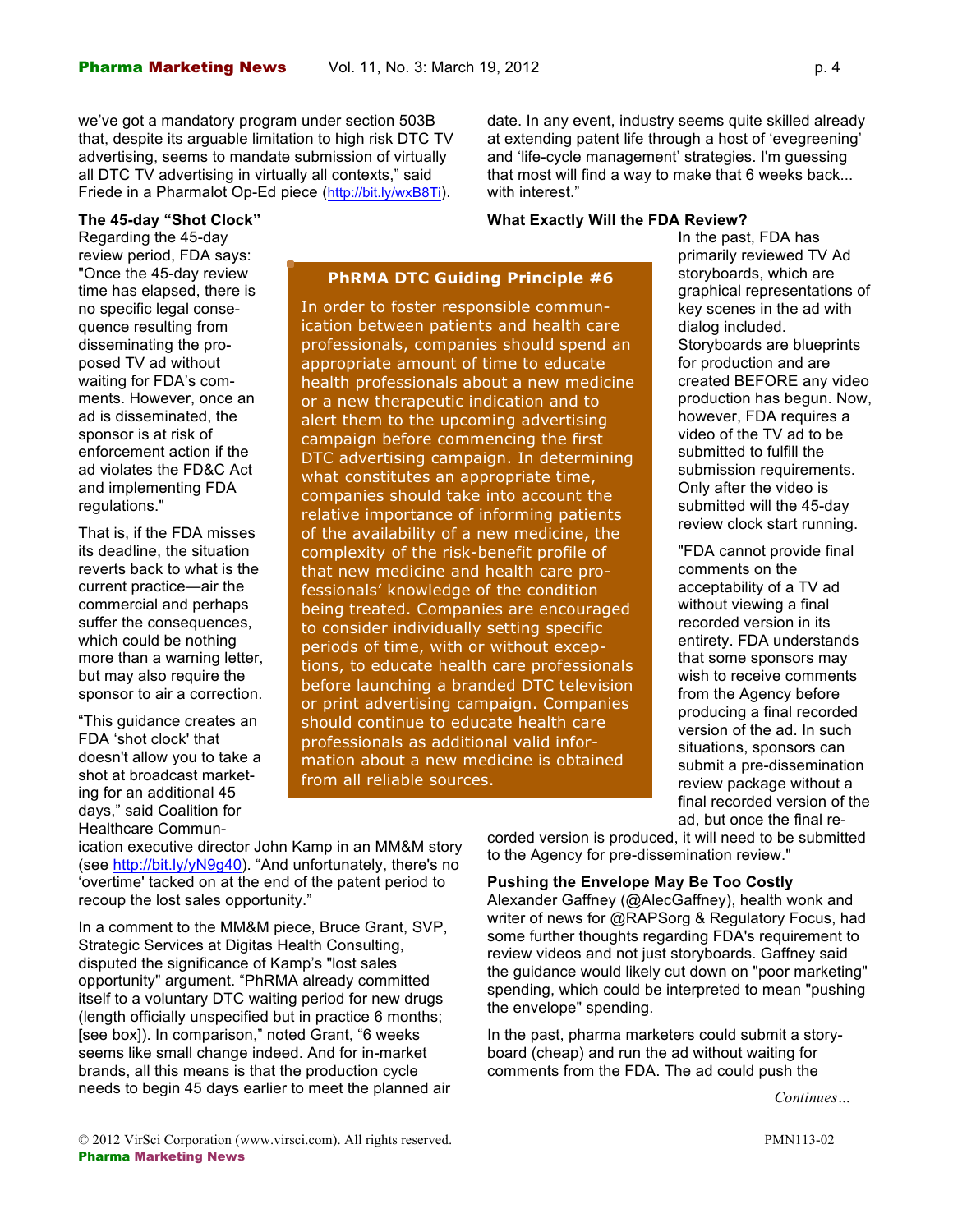we've got a mandatory program under section 503B that, despite its arguable limitation to high risk DTC TV advertising, seems to mandate submission of virtually all DTC TV advertising in virtually all contexts," said Friede in a Pharmalot Op-Ed piece (http://bit.ly/wxB8Ti).

**The 45-day "Shot Clock"**

Regarding the 45-day review period, FDA says: "Once the 45-day review time has elapsed, there is no specific legal consequence resulting from disseminating the proposed TV ad without waiting for FDA's comments. However, once an ad is disseminated, the sponsor is at risk of enforcement action if the ad violates the FD&C Act and implementing FDA regulations."

That is, if the FDA misses its deadline, the situation reverts back to what is the current practice—air the commercial and perhaps suffer the consequences, which could be nothing more than a warning letter, but may also require the sponsor to air a correction.

"This guidance creates an FDA 'shot clock' that doesn't allow you to take a shot at broadcast marketing for an additional 45 days," said Coalition for Healthcare Communication executive director John Kamp in an MM&M story (see http://bit.ly/yN9g40). "And unfortunately, there's no 'overtime' tacked on at the end of the patent period to recoup the lost sales opportunity."

In a comment to the MM&M piece, Bruce Grant, SVP, Strategic Services at Digitas Health Consulting, disputed the significance of Kamp's "lost sales opportunity" argument. "PhRMA already committed itself to a voluntary DTC waiting period for new drugs (length officially unspecified but in practice 6 months; [see box]). In comparison," noted Grant, "6 weeks seems like small change indeed. And for in-market brands, all this means is that the production cycle needs to begin 45 days earlier to meet the planned air date. In any event, industry seems quite skilled already at extending patent life through a host of 'evegreening' and 'life-cycle management' strategies. I'm guessing that most will find a way to make that 6 weeks back... with interest."

> **PhRMA DTC Guiding Principle #6**
>
> In order to foster responsible communication between patients and health care professionals, companies should spend an appropriate amount of time to educate health professionals about a new medicine or a new therapeutic indication and to alert them to the upcoming advertising campaign before commencing the first DTC advertising campaign. In determining what constitutes an appropriate time, companies should take into account the relative importance of informing patients of the availability of a new medicine, the complexity of the risk-benefit profile of that new medicine and health care professionals' knowledge of the condition being treated. Companies are encouraged to consider individually setting specific periods of time, with or without exceptions, to educate health care professionals before launching a branded DTC television or print advertising campaign. Companies should continue to educate health care professionals as additional valid information about a new medicine is obtained from all reliable sources.

**What Exactly Will the FDA Review?**

In the past, FDA has primarily reviewed TV Ad storyboards, which are graphical representations of key scenes in the ad with dialog included. Storyboards are blueprints for production and are created BEFORE any video production has begun. Now, however, FDA requires a video of the TV ad to be submitted to fulfill the submission requirements. Only after the video is submitted will the 45-day review clock start running.

"FDA cannot provide final comments on the acceptability of a TV ad without viewing a final recorded version in its entirety. FDA understands that some sponsors may wish to receive comments from the Agency before producing a final recorded version of the ad. In such situations, sponsors can submit a pre-dissemination review package without a final recorded version of the ad, but once the final recorded version is produced, it will need to be submitted to the Agency for pre-dissemination review."

**Pushing the Envelope May Be Too Costly**

Alexander Gaffney (@AlecGaffney), health wonk and writer of news for @RAPSorg & Regulatory Focus, had some further thoughts regarding FDA's requirement to review videos and not just storyboards. Gaffney said the guidance would likely cut down on "poor marketing" spending, which could be interpreted to mean "pushing the envelope" spending.

In the past, pharma marketers could submit a storyboard (cheap) and run the ad without waiting for comments from the FDA. The ad could push the

*Continues…*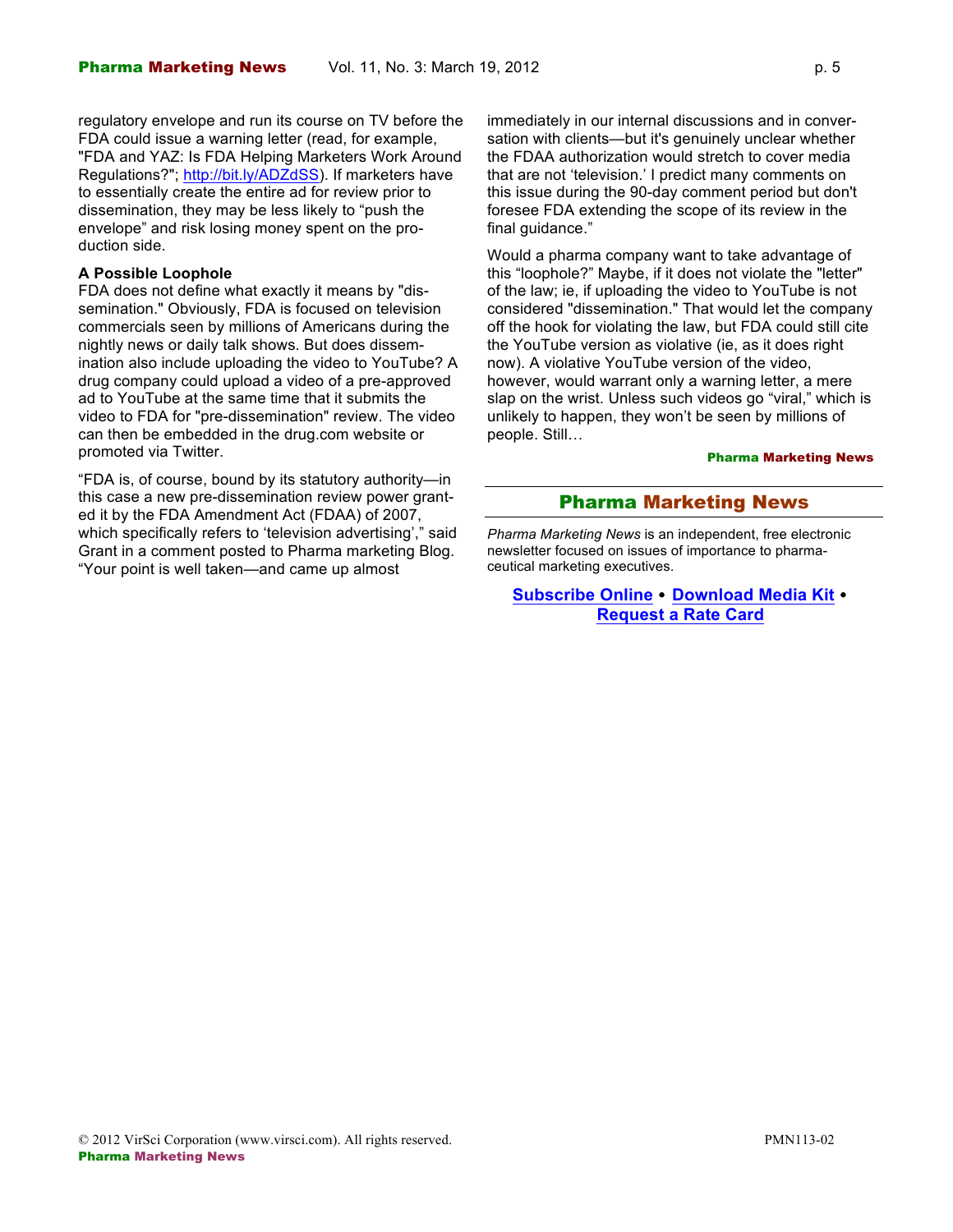regulatory envelope and run its course on TV before the FDA could issue a warning letter (read, for example, "FDA and YAZ: Is FDA Helping Marketers Work Around Regulations?"; http://bit.ly/ADZdSS). If marketers have to essentially create the entire ad for review prior to dissemination, they may be less likely to "push the envelope" and risk losing money spent on the production side.

**A Possible Loophole**

FDA does not define what exactly it means by "dissemination." Obviously, FDA is focused on television commercials seen by millions of Americans during the nightly news or daily talk shows. But does dissemination also include uploading the video to YouTube? A drug company could upload a video of a pre-approved ad to YouTube at the same time that it submits the video to FDA for "pre-dissemination" review. The video can then be embedded in the drug.com website or promoted via Twitter.

"FDA is, of course, bound by its statutory authority—in this case a new pre-dissemination review power granted it by the FDA Amendment Act (FDAA) of 2007, which specifically refers to 'television advertising'," said Grant in a comment posted to Pharma marketing Blog. "Your point is well taken—and came up almost immediately in our internal discussions and in conversation with clients—but it's genuinely unclear whether the FDAA authorization would stretch to cover media that are not 'television.' I predict many comments on this issue during the 90-day comment period but don't foresee FDA extending the scope of its review in the final guidance."

Would a pharma company want to take advantage of this "loophole?" Maybe, if it does not violate the "letter" of the law; ie, if uploading the video to YouTube is not considered "dissemination." That would let the company off the hook for violating the law, but FDA could still cite the YouTube version as violative (ie, as it does right now). A violative YouTube version of the video, however, would warrant only a warning letter, a mere slap on the wrist. Unless such videos go "viral," which is unlikely to happen, they won't be seen by millions of people. Still…

**Pharma Marketing News**

---

## Pharma Marketing News

*Pharma Marketing News* is an independent, free electronic newsletter focused on issues of importance to pharmaceutical marketing executives.

**Subscribe Online** • **Download Media Kit** • **Request a Rate Card**

© 2012 VirSci Corporation (www.virsci.com). All rights reserved. PMN113-02